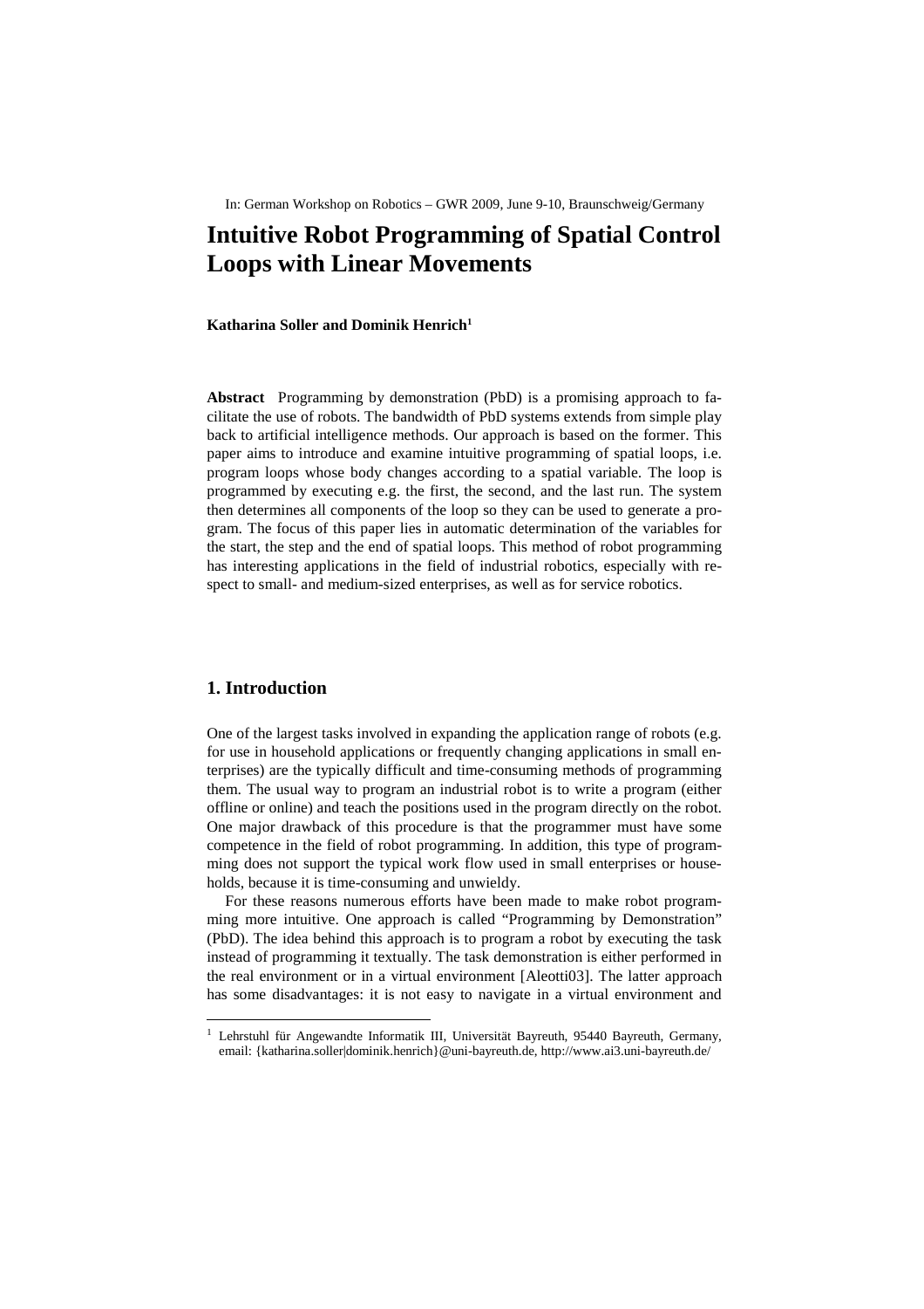In: German Workshop on Robotics – GWR 2009, June 9-10, Braunschweig/Germany

# Intuitive Robot Programming of Spatial Control Loops with Linear Movements

**Katharina Soller and Dominik Henrich[1]**

**Abstract** Programming by demonstration (PbD) is a promising approach to facilitate the use of robots. The bandwidth of PbD systems extends from simple play back to artificial intelligence methods. Our approach is based on the former. This paper aims to introduce and examine intuitive programming of spatial loops, i.e. program loops whose body changes according to a spatial variable. The loop is programmed by executing e.g. the first, the second, and the last run. The system then determines all components of the loop so they can be used to generate a program. The focus of this paper lies in automatic determination of the variables for the start, the step and the end of spatial loops. This method of robot programming has interesting applications in the field of industrial robotics, especially with respect to small- and medium-sized enterprises, as well as for service robotics.

## 1. Introduction

One of the largest tasks involved in expanding the application range of robots (e.g. for use in household applications or frequently changing applications in small enterprises) are the typically difficult and time-consuming methods of programming them. The usual way to program an industrial robot is to write a program (either offline or online) and teach the positions used in the program directly on the robot. One major drawback of this procedure is that the programmer must have some competence in the field of robot programming. In addition, this type of programming does not support the typical work flow used in small enterprises or households, because it is time-consuming and unwieldy.

For these reasons numerous efforts have been made to make robot programming more intuitive. One approach is called "Programming by Demonstration" (PbD). The idea behind this approach is to program a robot by executing the task instead of programming it textually. The task demonstration is either performed in the real environment or in a virtual environment [Aleotti03]. The latter approach has some disadvantages: it is not easy to navigate in a virtual environment and

[1] Lehrstuhl für Angewandte Informatik III, Universität Bayreuth, 95440 Bayreuth, Germany, email: {katharina.soller|dominik.henrich}@uni-bayreuth.de, http://www.ai3.uni-bayreuth.de/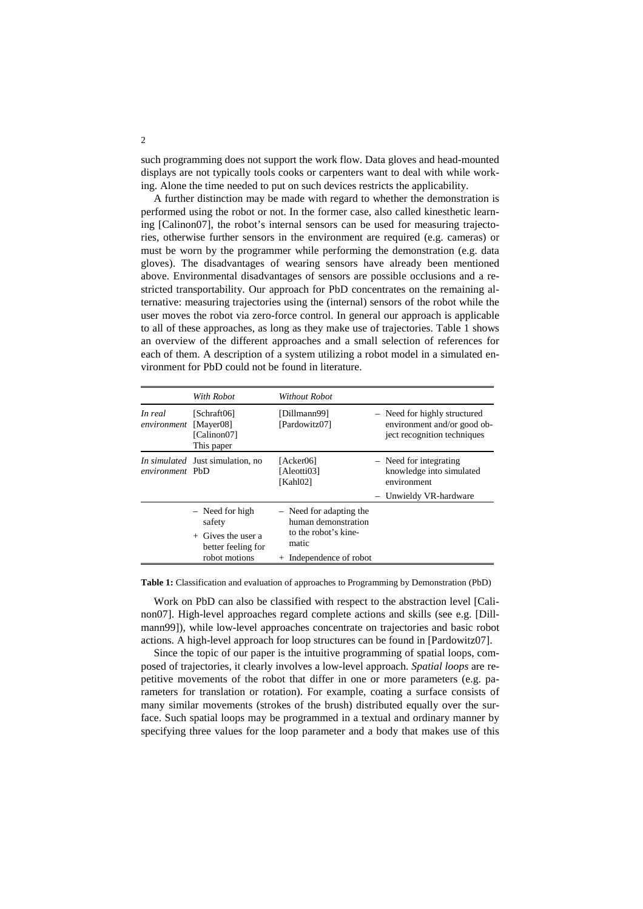such programming does not support the work flow. Data gloves and head-mounted displays are not typically tools cooks or carpenters want to deal with while working. Alone the time needed to put on such devices restricts the applicability.

A further distinction may be made with regard to whether the demonstration is performed using the robot or not. In the former case, also called kinesthetic learning [Calinon07], the robot's internal sensors can be used for measuring trajectories, otherwise further sensors in the environment are required (e.g. cameras) or must be worn by the programmer while performing the demonstration (e.g. data gloves). The disadvantages of wearing sensors have already been mentioned above. Environmental disadvantages of sensors are possible occlusions and a restricted transportability. Our approach for PbD concentrates on the remaining alternative: measuring trajectories using the (internal) sensors of the robot while the user moves the robot via zero-force control. In general our approach is applicable to all of these approaches, as long as they make use of trajectories. Table 1 shows an overview of the different approaches and a small selection of references for each of them. A description of a system utilizing a robot model in a simulated environment for PbD could not be found in literature.

| | *With Robot* | *Without Robot* | |
|---|---|---|---|
| *In real environment* | [Schraft06] [Mayer08] [Calinon07] This paper | [Dillmann99] [Pardowitz07] | – Need for highly structured environment and/or good object recognition techniques |
| *In simulated environment* | Just simulation, no PbD | [Acker06] [Aleotti03] [Kahl02] | – Need for integrating knowledge into simulated environment – Unwieldy VR-hardware |
| | – Need for high safety + Gives the user a better feeling for robot motions | – Need for adapting the human demonstration to the robot's kinematic + Independence of robot | |

**Table 1:** Classification and evaluation of approaches to Programming by Demonstration (PbD)

Work on PbD can also be classified with respect to the abstraction level [Calinon07]. High-level approaches regard complete actions and skills (see e.g. [Dillmann99]), while low-level approaches concentrate on trajectories and basic robot actions. A high-level approach for loop structures can be found in [Pardowitz07].

Since the topic of our paper is the intuitive programming of spatial loops, composed of trajectories, it clearly involves a low-level approach. *Spatial loops* are repetitive movements of the robot that differ in one or more parameters (e.g. parameters for translation or rotation). For example, coating a surface consists of many similar movements (strokes of the brush) distributed equally over the surface. Such spatial loops may be programmed in a textual and ordinary manner by specifying three values for the loop parameter and a body that makes use of this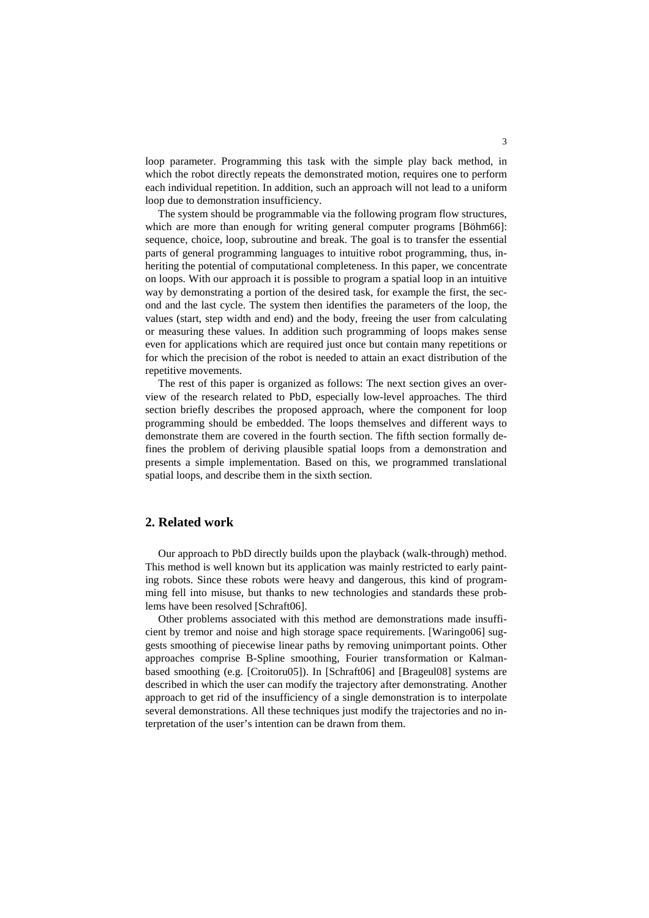loop parameter. Programming this task with the simple play back method, in which the robot directly repeats the demonstrated motion, requires one to perform each individual repetition. In addition, such an approach will not lead to a uniform loop due to demonstration insufficiency.

The system should be programmable via the following program flow structures, which are more than enough for writing general computer programs [Böhm66]: sequence, choice, loop, subroutine and break. The goal is to transfer the essential parts of general programming languages to intuitive robot programming, thus, inheriting the potential of computational completeness. In this paper, we concentrate on loops. With our approach it is possible to program a spatial loop in an intuitive way by demonstrating a portion of the desired task, for example the first, the second and the last cycle. The system then identifies the parameters of the loop, the values (start, step width and end) and the body, freeing the user from calculating or measuring these values. In addition such programming of loops makes sense even for applications which are required just once but contain many repetitions or for which the precision of the robot is needed to attain an exact distribution of the repetitive movements.

The rest of this paper is organized as follows: The next section gives an overview of the research related to PbD, especially low-level approaches. The third section briefly describes the proposed approach, where the component for loop programming should be embedded. The loops themselves and different ways to demonstrate them are covered in the fourth section. The fifth section formally defines the problem of deriving plausible spatial loops from a demonstration and presents a simple implementation. Based on this, we programmed translational spatial loops, and describe them in the sixth section.

## 2. Related work

Our approach to PbD directly builds upon the playback (walk-through) method. This method is well known but its application was mainly restricted to early painting robots. Since these robots were heavy and dangerous, this kind of programming fell into misuse, but thanks to new technologies and standards these problems have been resolved [Schraft06].

Other problems associated with this method are demonstrations made insufficient by tremor and noise and high storage space requirements. [Waringo06] suggests smoothing of piecewise linear paths by removing unimportant points. Other approaches comprise B-Spline smoothing, Fourier transformation or Kalman-based smoothing (e.g. [Croitoru05]). In [Schraft06] and [Brageul08] systems are described in which the user can modify the trajectory after demonstrating. Another approach to get rid of the insufficiency of a single demonstration is to interpolate several demonstrations. All these techniques just modify the trajectories and no interpretation of the user's intention can be drawn from them.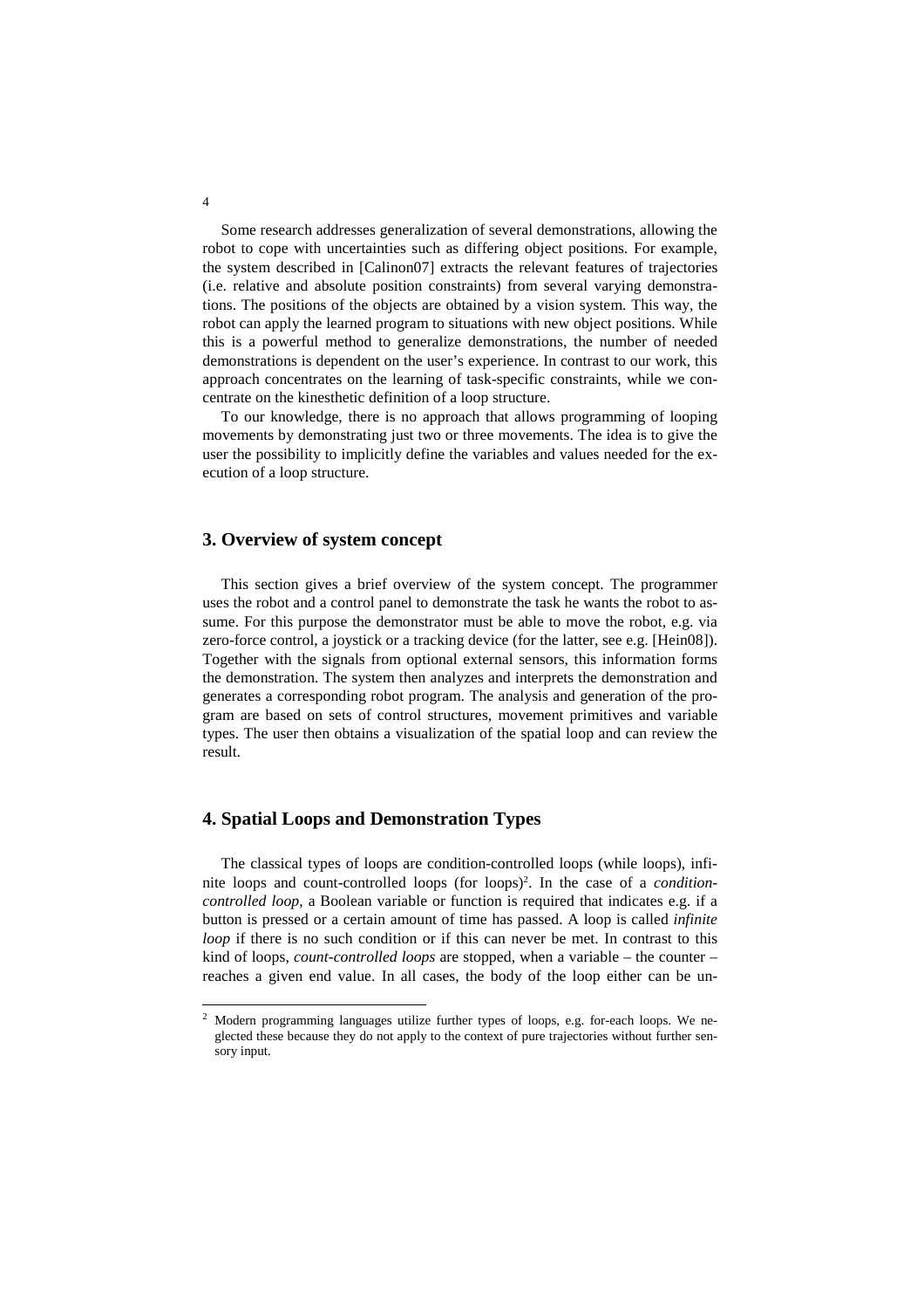Some research addresses generalization of several demonstrations, allowing the robot to cope with uncertainties such as differing object positions. For example, the system described in [Calinon07] extracts the relevant features of trajectories (i.e. relative and absolute position constraints) from several varying demonstrations. The positions of the objects are obtained by a vision system. This way, the robot can apply the learned program to situations with new object positions. While this is a powerful method to generalize demonstrations, the number of needed demonstrations is dependent on the user's experience. In contrast to our work, this approach concentrates on the learning of task-specific constraints, while we concentrate on the kinesthetic definition of a loop structure.

To our knowledge, there is no approach that allows programming of looping movements by demonstrating just two or three movements. The idea is to give the user the possibility to implicitly define the variables and values needed for the execution of a loop structure.

## 3. Overview of system concept

This section gives a brief overview of the system concept. The programmer uses the robot and a control panel to demonstrate the task he wants the robot to assume. For this purpose the demonstrator must be able to move the robot, e.g. via zero-force control, a joystick or a tracking device (for the latter, see e.g. [Hein08]). Together with the signals from optional external sensors, this information forms the demonstration. The system then analyzes and interprets the demonstration and generates a corresponding robot program. The analysis and generation of the program are based on sets of control structures, movement primitives and variable types. The user then obtains a visualization of the spatial loop and can review the result.

## 4. Spatial Loops and Demonstration Types

The classical types of loops are condition-controlled loops (while loops), infinite loops and count-controlled loops (for loops)[2]. In the case of a *condition-controlled loop*, a Boolean variable or function is required that indicates e.g. if a button is pressed or a certain amount of time has passed. A loop is called *infinite loop* if there is no such condition or if this can never be met. In contrast to this kind of loops, *count-controlled loops* are stopped, when a variable – the counter – reaches a given end value. In all cases, the body of the loop either can be un-

[2] Modern programming languages utilize further types of loops, e.g. for-each loops. We neglected these because they do not apply to the context of pure trajectories without further sensory input.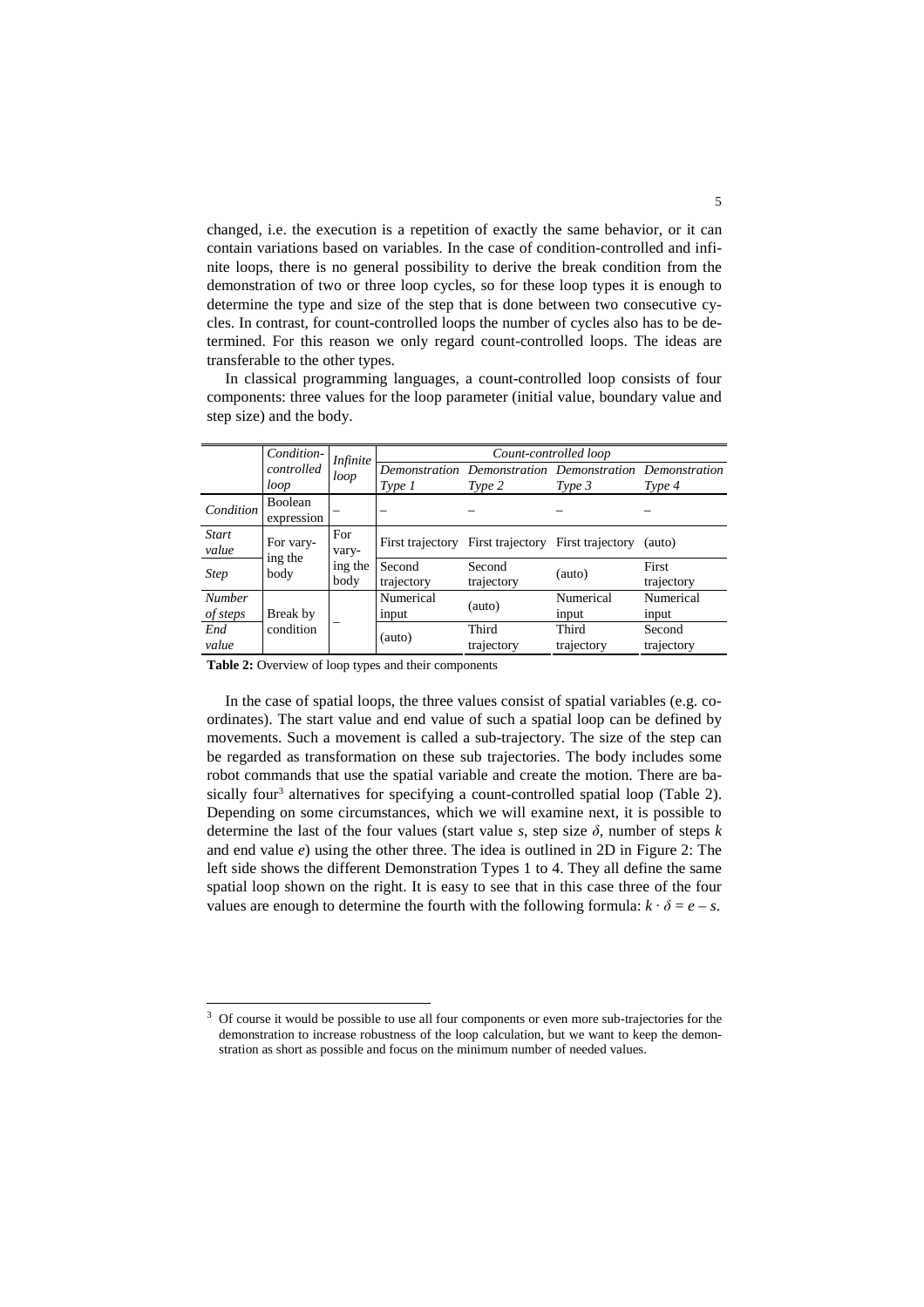changed, i.e. the execution is a repetition of exactly the same behavior, or it can contain variations based on variables. In the case of condition-controlled and infinite loops, there is no general possibility to derive the break condition from the demonstration of two or three loop cycles, so for these loop types it is enough to determine the type and size of the step that is done between two consecutive cycles. In contrast, for count-controlled loops the number of cycles also has to be determined. For this reason we only regard count-controlled loops. The ideas are transferable to the other types.

In classical programming languages, a count-controlled loop consists of four components: three values for the loop parameter (initial value, boundary value and step size) and the body.

| | *Condition-controlled loop* | *Infinite loop* | *Count-controlled loop* | | | |
|---|---|---|---|---|---|---|
| | | | *Demonstration Type 1* | *Demonstration Type 2* | *Demonstration Type 3* | *Demonstration Type 4* |
| *Condition* | Boolean expression | – | – | – | – | – |
| *Start value* | For varying the body | For varying the body | First trajectory | First trajectory | First trajectory | (auto) |
| *Step* | For varying the body | For varying the body | Second trajectory | Second trajectory | (auto) | First trajectory |
| *Number of steps* | Break by condition | – | Numerical input | (auto) | Numerical input | Numerical input |
| *End value* | Break by condition | – | (auto) | Third trajectory | Third trajectory | Second trajectory |

**Table 2:** Overview of loop types and their components

In the case of spatial loops, the three values consist of spatial variables (e.g. coordinates). The start value and end value of such a spatial loop can be defined by movements. Such a movement is called a sub-trajectory. The size of the step can be regarded as transformation on these sub trajectories. The body includes some robot commands that use the spatial variable and create the motion. There are basically four[3] alternatives for specifying a count-controlled spatial loop (Table 2). Depending on some circumstances, which we will examine next, it is possible to determine the last of the four values (start value $s$, step size $\delta$, number of steps $k$ and end value $e$) using the other three. The idea is outlined in 2D in Figure 2: The left side shows the different Demonstration Types 1 to 4. They all define the same spatial loop shown on the right. It is easy to see that in this case three of the four values are enough to determine the fourth with the following formula: $k \cdot \delta = e - s$.

[3] Of course it would be possible to use all four components or even more sub-trajectories for the demonstration to increase robustness of the loop calculation, but we want to keep the demonstration as short as possible and focus on the minimum number of needed values.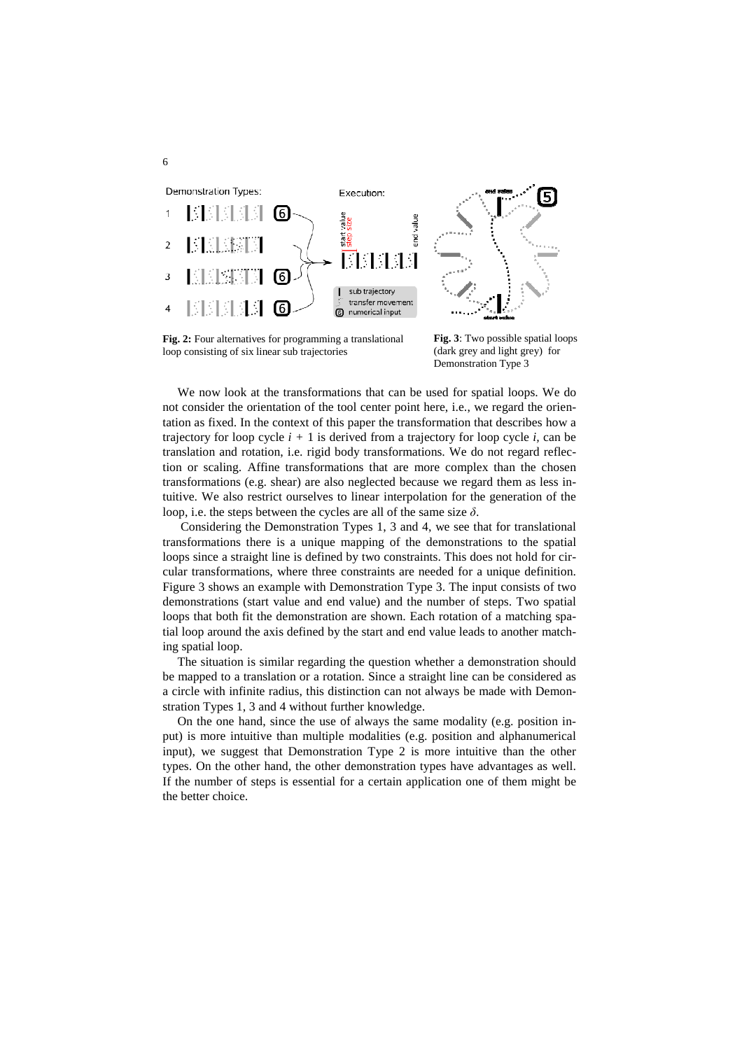**Fig. 2:** Four alternatives for programming a translational loop consisting of six linear sub trajectories

**Fig. 3**: Two possible spatial loops (dark grey and light grey) for Demonstration Type 3

We now look at the transformations that can be used for spatial loops. We do not consider the orientation of the tool center point here, i.e., we regard the orientation as fixed. In the context of this paper the transformation that describes how a trajectory for loop cycle $i + 1$ is derived from a trajectory for loop cycle $i$, can be translation and rotation, i.e. rigid body transformations. We do not regard reflection or scaling. Affine transformations that are more complex than the chosen transformations (e.g. shear) are also neglected because we regard them as less intuitive. We also restrict ourselves to linear interpolation for the generation of the loop, i.e. the steps between the cycles are all of the same size $\delta$.

Considering the Demonstration Types 1, 3 and 4, we see that for translational transformations there is a unique mapping of the demonstrations to the spatial loops since a straight line is defined by two constraints. This does not hold for circular transformations, where three constraints are needed for a unique definition. Figure 3 shows an example with Demonstration Type 3. The input consists of two demonstrations (start value and end value) and the number of steps. Two spatial loops that both fit the demonstration are shown. Each rotation of a matching spatial loop around the axis defined by the start and end value leads to another matching spatial loop.

The situation is similar regarding the question whether a demonstration should be mapped to a translation or a rotation. Since a straight line can be considered as a circle with infinite radius, this distinction can not always be made with Demonstration Types 1, 3 and 4 without further knowledge.

On the one hand, since the use of always the same modality (e.g. position input) is more intuitive than multiple modalities (e.g. position and alphanumerical input), we suggest that Demonstration Type 2 is more intuitive than the other types. On the other hand, the other demonstration types have advantages as well. If the number of steps is essential for a certain application one of them might be the better choice.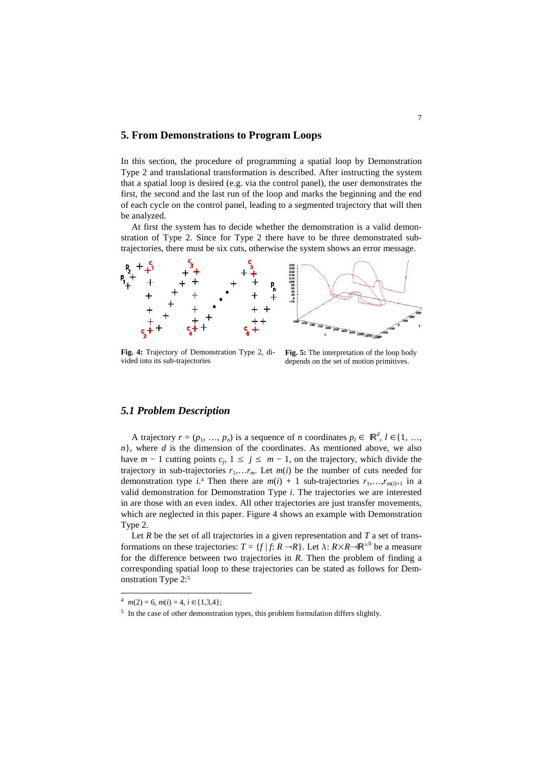## 5. From Demonstrations to Program Loops

In this section, the procedure of programming a spatial loop by Demonstration Type 2 and translational transformation is described. After instructing the system that a spatial loop is desired (e.g. via the control panel), the user demonstrates the first, the second and the last run of the loop and marks the beginning and the end of each cycle on the control panel, leading to a segmented trajectory that will then be analyzed.

At first the system has to decide whether the demonstration is a valid demonstration of Type 2. Since for Type 2 there have to be three demonstrated sub-trajectories, there must be six cuts, otherwise the system shows an error message.

**Fig. 4:** Trajectory of Demonstration Type 2, divided into its sub-trajectories

**Fig. 5:** The interpretation of the loop body depends on the set of motion primitives.

### *5.1 Problem Description*

A trajectory $r = (p_1, \ldots, p_n)$ is a sequence of $n$ coordinates $p_l \in \mathbb{R}^d$, $l \in \{1, \ldots, n\}$, where $d$ is the dimension of the coordinates. As mentioned above, we also have $m - 1$ cutting points $c_j$, $1 \leq j \leq m - 1$, on the trajectory, which divide the trajectory in sub-trajectories $r_1, \ldots r_m$. Let $m(i)$ be the number of cuts needed for demonstration type $i$.[4] Then there are $m(i) + 1$ sub-trajectories $r_1, \ldots, r_{m(i)+1}$ in a valid demonstration for Demonstration Type $i$. The trajectories we are interested in are those with an even index. All other trajectories are just transfer movements, which are neglected in this paper. Figure 4 shows an example with Demonstration Type 2.

Let $R$ be the set of all trajectories in a given representation and $T$ a set of transformations on these trajectories: $T = \{f \mid f\colon R \rightarrow R\}$. Let $\lambda\colon R \times R \rightarrow \mathbb{R}^{\geq 0}$ be a measure for the difference between two trajectories in $R$. Then the problem of finding a corresponding spatial loop to these trajectories can be stated as follows for Demonstration Type 2:[5]

---

[4] $m(2) = 6$, $m(i) = 4$, $i \in \{1,3,4\}$;

[5] In the case of other demonstration types, this problem formulation differs slightly.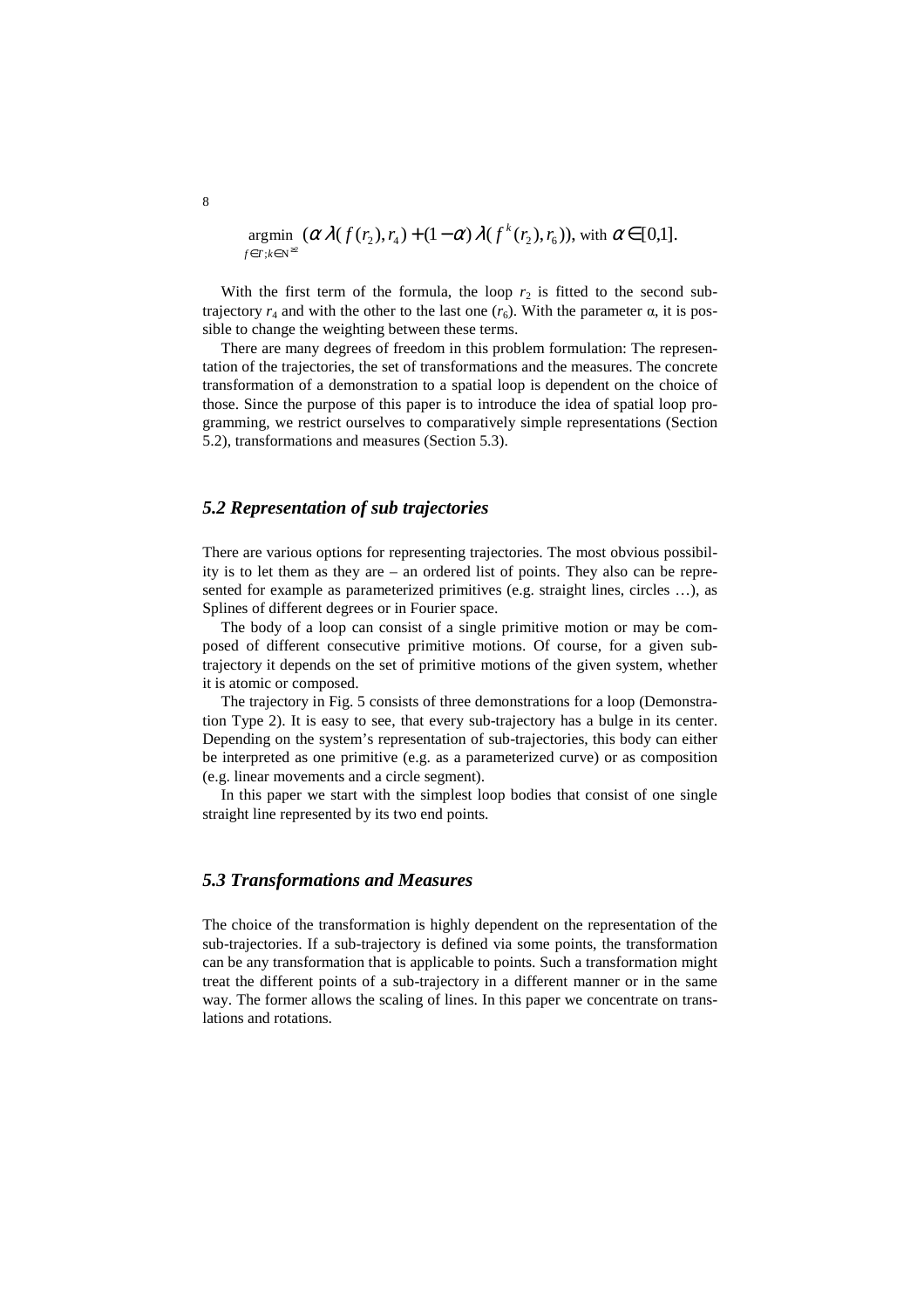$$\underset{f \in T; k \in \mathbb{N}^{\geq 2}}{\operatorname{argmin}} \left( \alpha \, \lambda( f(r_2), r_4 ) + (1-\alpha) \, \lambda( f^k(r_2), r_6 ) \right), \text{ with } \alpha \in [0,1].$$

With the first term of the formula, the loop $r_2$ is fitted to the second sub-trajectory $r_4$ and with the other to the last one ($r_6$). With the parameter $\alpha$, it is possible to change the weighting between these terms.

There are many degrees of freedom in this problem formulation: The representation of the trajectories, the set of transformations and the measures. The concrete transformation of a demonstration to a spatial loop is dependent on the choice of those. Since the purpose of this paper is to introduce the idea of spatial loop programming, we restrict ourselves to comparatively simple representations (Section 5.2), transformations and measures (Section 5.3).

## *5.2 Representation of sub trajectories*

There are various options for representing trajectories. The most obvious possibility is to let them as they are – an ordered list of points. They also can be represented for example as parameterized primitives (e.g. straight lines, circles …), as Splines of different degrees or in Fourier space.

The body of a loop can consist of a single primitive motion or may be composed of different consecutive primitive motions. Of course, for a given sub-trajectory it depends on the set of primitive motions of the given system, whether it is atomic or composed.

The trajectory in Fig. 5 consists of three demonstrations for a loop (Demonstration Type 2). It is easy to see, that every sub-trajectory has a bulge in its center. Depending on the system's representation of sub-trajectories, this body can either be interpreted as one primitive (e.g. as a parameterized curve) or as composition (e.g. linear movements and a circle segment).

In this paper we start with the simplest loop bodies that consist of one single straight line represented by its two end points.

## *5.3 Transformations and Measures*

The choice of the transformation is highly dependent on the representation of the sub-trajectories. If a sub-trajectory is defined via some points, the transformation can be any transformation that is applicable to points. Such a transformation might treat the different points of a sub-trajectory in a different manner or in the same way. The former allows the scaling of lines. In this paper we concentrate on translations and rotations.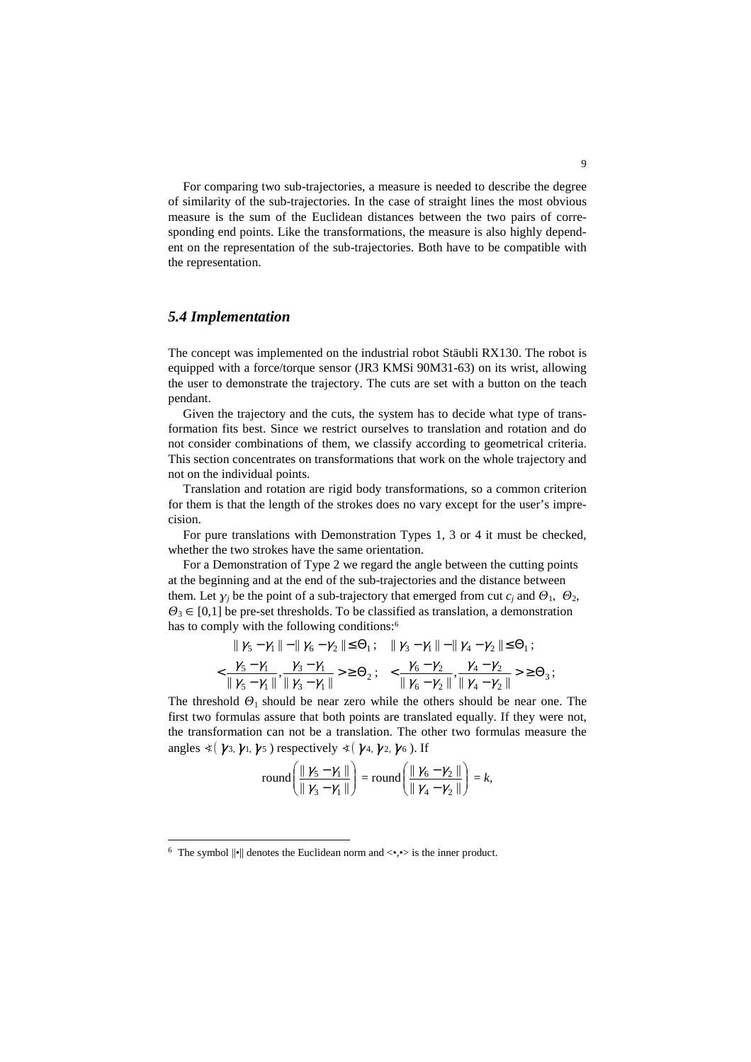For comparing two sub-trajectories, a measure is needed to describe the degree of similarity of the sub-trajectories. In the case of straight lines the most obvious measure is the sum of the Euclidean distances between the two pairs of corresponding end points. Like the transformations, the measure is also highly dependent on the representation of the sub-trajectories. Both have to be compatible with the representation.

### *5.4 Implementation*

The concept was implemented on the industrial robot Stäubli RX130. The robot is equipped with a force/torque sensor (JR3 KMSi 90M31-63) on its wrist, allowing the user to demonstrate the trajectory. The cuts are set with a button on the teach pendant.

Given the trajectory and the cuts, the system has to decide what type of transformation fits best. Since we restrict ourselves to translation and rotation and do not consider combinations of them, we classify according to geometrical criteria. This section concentrates on transformations that work on the whole trajectory and not on the individual points.

Translation and rotation are rigid body transformations, so a common criterion for them is that the length of the strokes does no vary except for the user's imprecision.

For pure translations with Demonstration Types 1, 3 or 4 it must be checked, whether the two strokes have the same orientation.

For a Demonstration of Type 2 we regard the angle between the cutting points at the beginning and at the end of the sub-trajectories and the distance between them. Let $\gamma_j$ be the point of a sub-trajectory that emerged from cut $c_j$ and $\Theta_1$, $\Theta_2$, $\Theta_3 \in [0,1]$ be pre-set thresholds. To be classified as translation, a demonstration has to comply with the following conditions:[6]

$$\| \gamma_5 - \gamma_1 \| - \| \gamma_6 - \gamma_2 \| \leq \Theta_1 ; \quad \| \gamma_3 - \gamma_1 \| - \| \gamma_4 - \gamma_2 \| \leq \Theta_1 ;$$

$$< \frac{\gamma_5 - \gamma_1}{\| \gamma_5 - \gamma_1 \|}, \frac{\gamma_3 - \gamma_1}{\| \gamma_3 - \gamma_1 \|} > \geq \Theta_2 ; \quad < \frac{\gamma_6 - \gamma_2}{\| \gamma_6 - \gamma_2 \|}, \frac{\gamma_4 - \gamma_2}{\| \gamma_4 - \gamma_2 \|} > \geq \Theta_3 ;$$

The threshold $\Theta_1$ should be near zero while the others should be near one. The first two formulas assure that both points are translated equally. If they were not, the transformation can not be a translation. The other two formulas measure the angles $\sphericalangle(\gamma_3, \gamma_1, \gamma_5)$ respectively $\sphericalangle(\gamma_4, \gamma_2, \gamma_6)$. If

$$\mathrm{round}\left( \frac{\| \gamma_5 - \gamma_1 \|}{\| \gamma_3 - \gamma_1 \|} \right) = \mathrm{round}\left( \frac{\| \gamma_6 - \gamma_2 \|}{\| \gamma_4 - \gamma_2 \|} \right) = k,$$

---

[6] The symbol ||•|| denotes the Euclidean norm and <•,•> is the inner product.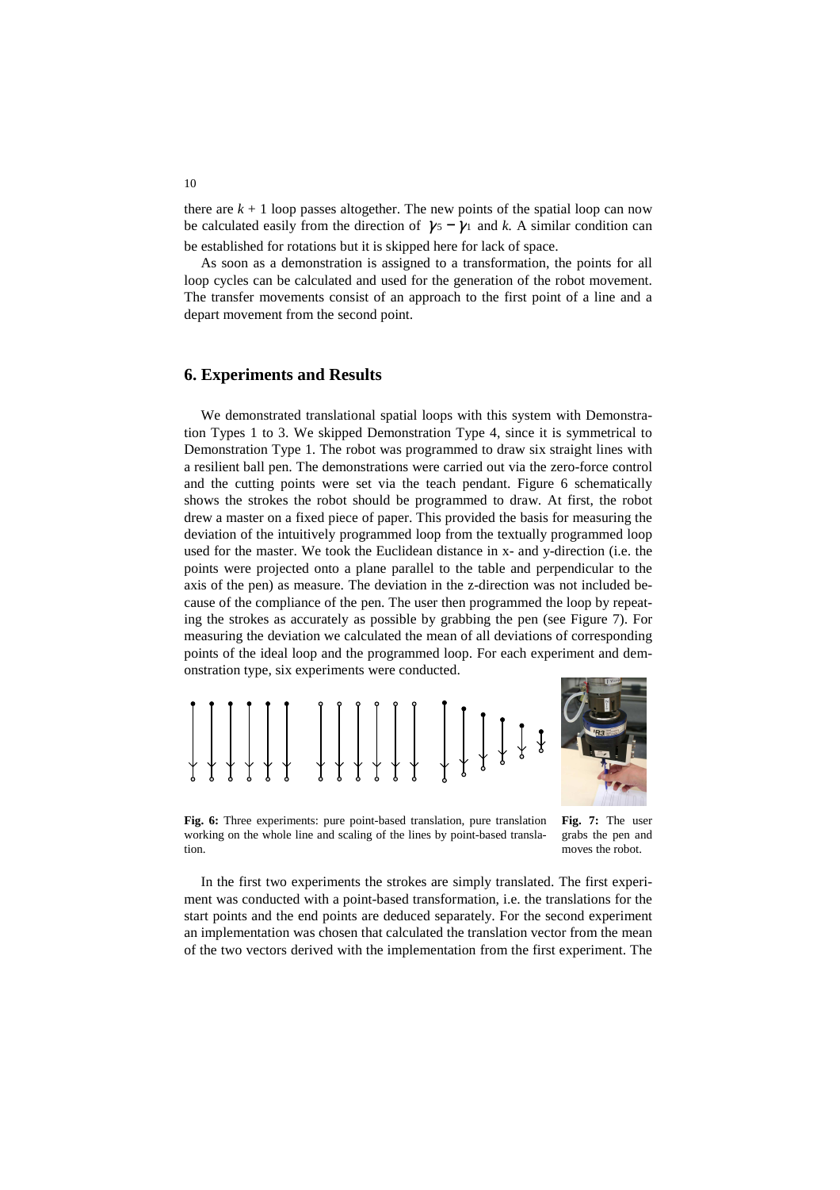there are $k + 1$ loop passes altogether. The new points of the spatial loop can now be calculated easily from the direction of $\gamma_5 - \gamma_1$ and $k$. A similar condition can be established for rotations but it is skipped here for lack of space.

As soon as a demonstration is assigned to a transformation, the points for all loop cycles can be calculated and used for the generation of the robot movement. The transfer movements consist of an approach to the first point of a line and a depart movement from the second point.

## 6. Experiments and Results

We demonstrated translational spatial loops with this system with Demonstration Types 1 to 3. We skipped Demonstration Type 4, since it is symmetrical to Demonstration Type 1. The robot was programmed to draw six straight lines with a resilient ball pen. The demonstrations were carried out via the zero-force control and the cutting points were set via the teach pendant. Figure 6 schematically shows the strokes the robot should be programmed to draw. At first, the robot drew a master on a fixed piece of paper. This provided the basis for measuring the deviation of the intuitively programmed loop from the textually programmed loop used for the master. We took the Euclidean distance in x- and y-direction (i.e. the points were projected onto a plane parallel to the table and perpendicular to the axis of the pen) as measure. The deviation in the z-direction was not included because of the compliance of the pen. The user then programmed the loop by repeating the strokes as accurately as possible by grabbing the pen (see Figure 7). For measuring the deviation we calculated the mean of all deviations of corresponding points of the ideal loop and the programmed loop. For each experiment and demonstration type, six experiments were conducted.

**Fig. 6:** Three experiments: pure point-based translation, pure translation working on the whole line and scaling of the lines by point-based translation.

**Fig. 7:** The user grabs the pen and moves the robot.

In the first two experiments the strokes are simply translated. The first experiment was conducted with a point-based transformation, i.e. the translations for the start points and the end points are deduced separately. For the second experiment an implementation was chosen that calculated the translation vector from the mean of the two vectors derived with the implementation from the first experiment. The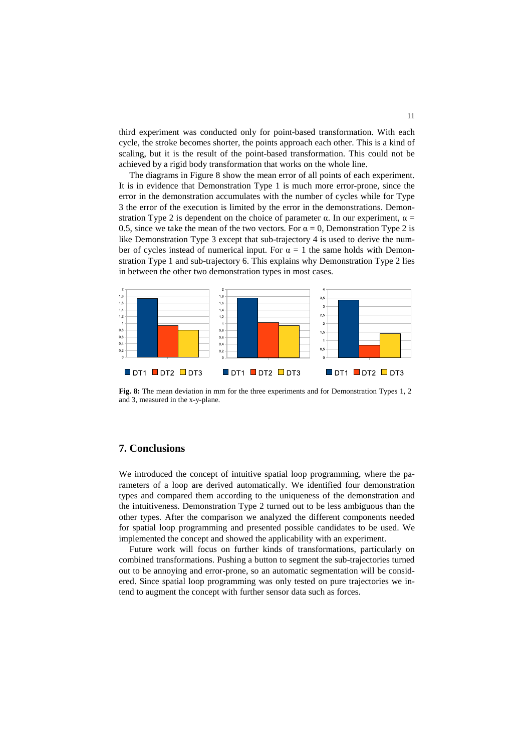third experiment was conducted only for point-based transformation. With each cycle, the stroke becomes shorter, the points approach each other. This is a kind of scaling, but it is the result of the point-based transformation. This could not be achieved by a rigid body transformation that works on the whole line.

The diagrams in Figure 8 show the mean error of all points of each experiment. It is in evidence that Demonstration Type 1 is much more error-prone, since the error in the demonstration accumulates with the number of cycles while for Type 3 the error of the execution is limited by the error in the demonstrations. Demonstration Type 2 is dependent on the choice of parameter $\alpha$. In our experiment, $\alpha = 0.5$, since we take the mean of the two vectors. For $\alpha = 0$, Demonstration Type 2 is like Demonstration Type 3 except that sub-trajectory 4 is used to derive the number of cycles instead of numerical input. For $\alpha = 1$ the same holds with Demonstration Type 1 and sub-trajectory 6. This explains why Demonstration Type 2 lies in between the other two demonstration types in most cases.

**Fig. 8:** The mean deviation in mm for the three experiments and for Demonstration Types 1, 2 and 3, measured in the x-y-plane.

## 7. Conclusions

We introduced the concept of intuitive spatial loop programming, where the parameters of a loop are derived automatically. We identified four demonstration types and compared them according to the uniqueness of the demonstration and the intuitiveness. Demonstration Type 2 turned out to be less ambiguous than the other types. After the comparison we analyzed the different components needed for spatial loop programming and presented possible candidates to be used. We implemented the concept and showed the applicability with an experiment.

Future work will focus on further kinds of transformations, particularly on combined transformations. Pushing a button to segment the sub-trajectories turned out to be annoying and error-prone, so an automatic segmentation will be considered. Since spatial loop programming was only tested on pure trajectories we intend to augment the concept with further sensor data such as forces.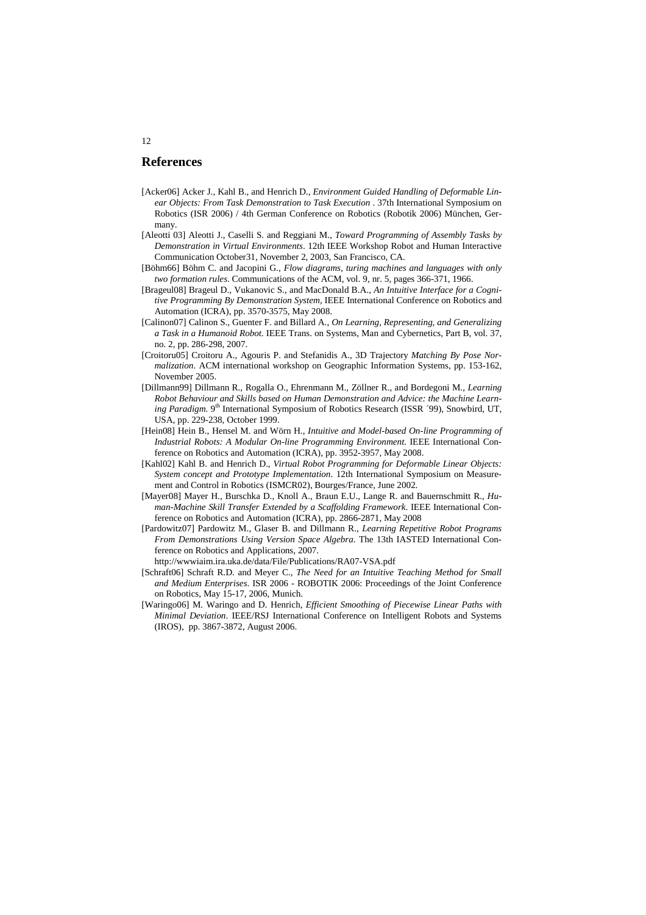# References

[Acker06] Acker J., Kahl B., and Henrich D., *Environment Guided Handling of Deformable Linear Objects: From Task Demonstration to Task Execution* . 37th International Symposium on Robotics (ISR 2006) / 4th German Conference on Robotics (Robotik 2006) München, Germany.

[Aleotti 03] Aleotti J., Caselli S. and Reggiani M., *Toward Programming of Assembly Tasks by Demonstration in Virtual Environments*. 12th IEEE Workshop Robot and Human Interactive Communication October31, November 2, 2003, San Francisco, CA.

[Böhm66] Böhm C. and Jacopini G., *Flow diagrams, turing machines and languages with only two formation rules*. Communications of the ACM, vol. 9, nr. 5, pages 366-371, 1966.

[Brageul08] Brageul D., Vukanovic S., and MacDonald B.A., *An Intuitive Interface for a Cognitive Programming By Demonstration System*, IEEE International Conference on Robotics and Automation (ICRA), pp. 3570-3575, May 2008.

[Calinon07] Calinon S., Guenter F. and Billard A., *On Learning, Representing, and Generalizing a Task in a Humanoid Robot*. IEEE Trans. on Systems, Man and Cybernetics, Part B, vol. 37, no. 2, pp. 286-298, 2007.

[Croitoru05] Croitoru A., Agouris P. and Stefanidis A., 3D Trajectory *Matching By Pose Normalization*. ACM international workshop on Geographic Information Systems, pp. 153-162, November 2005.

[Dillmann99] Dillmann R., Rogalla O., Ehrenmann M., Zöllner R., and Bordegoni M., *Learning Robot Behaviour and Skills based on Human Demonstration and Advice: the Machine Learning Paradigm.* 9th International Symposium of Robotics Research (ISSR ´99), Snowbird, UT, USA, pp. 229-238, October 1999.

[Hein08] Hein B., Hensel M. and Wörn H., *Intuitive and Model-based On-line Programming of Industrial Robots: A Modular On-line Programming Environment*. IEEE International Conference on Robotics and Automation (ICRA), pp. 3952-3957, May 2008.

[Kahl02] Kahl B. and Henrich D., *Virtual Robot Programming for Deformable Linear Objects: System concept and Prototype Implementation*. 12th International Symposium on Measurement and Control in Robotics (ISMCR02), Bourges/France, June 2002.

[Mayer08] Mayer H., Burschka D., Knoll A., Braun E.U., Lange R. and Bauernschmitt R., *Human-Machine Skill Transfer Extended by a Scaffolding Framework*. IEEE International Conference on Robotics and Automation (ICRA), pp. 2866-2871, May 2008

[Pardowitz07] Pardowitz M., Glaser B. and Dillmann R., *Learning Repetitive Robot Programs From Demonstrations Using Version Space Algebra*. The 13th IASTED International Conference on Robotics and Applications, 2007. http://wwwiaim.ira.uka.de/data/File/Publications/RA07-VSA.pdf

[Schraft06] Schraft R.D. and Meyer C., *The Need for an Intuitive Teaching Method for Small and Medium Enterprises*. ISR 2006 - ROBOTIK 2006: Proceedings of the Joint Conference on Robotics, May 15-17, 2006, Munich.

[Waringo06] M. Waringo and D. Henrich, *Efficient Smoothing of Piecewise Linear Paths with Minimal Deviation*. IEEE/RSJ International Conference on Intelligent Robots and Systems (IROS), pp. 3867-3872, August 2006.